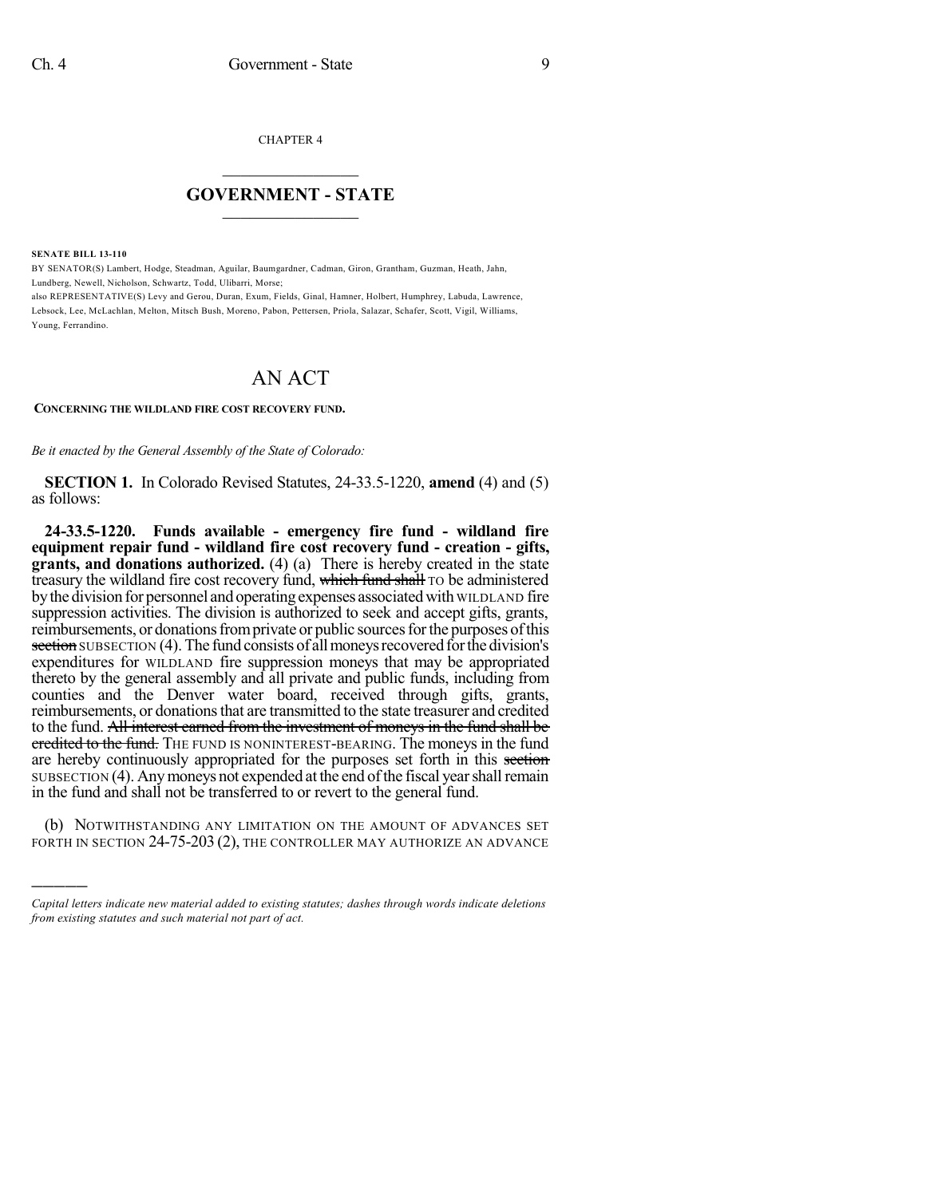CHAPTER 4

## GOVERNMENT - STATE

**SENATE BILL 13-110**

BY SENATOR(S) Lambert, Hodge, Steadman, Aguilar, Baumgardner, Cadman, Giron, Grantham, Guzman, Heath, Jahn, Lundberg, Newell, Nicholson, Schwartz, Todd, Ulibarri, Morse;

also REPRESENTATIVE(S) Levy and Gerou, Duran, Exum, Fields, Ginal, Hamner, Holbert, Humphrey, Labuda, Lawrence, Lebsock, Lee, McLachlan, Melton, Mitsch Bush, Moreno, Pabon, Pettersen, Priola, Salazar, Schafer, Scott, Vigil, Williams, Young, Ferrandino.

# AN ACT

**CONCERNING THE WILDLAND FIRE COST RECOVERY FUND.**

*Be it enacted by the General Assembly of the State of Colorado:*

**SECTION 1.** In Colorado Revised Statutes, 24-33.5-1220, **amend** (4) and (5) as follows:

**24-33.5-1220. Funds available - emergency fire fund - wildland fire equipment repair fund - wildland fire cost recovery fund - creation - gifts, grants, and donations authorized.** (4) (a) There is hereby created in the state treasury the wildland fire cost recovery fund, ~~which fund shall~~ TO be administered by the division for personnel and operating expenses associated with WILDLAND fire suppression activities. The division is authorized to seek and accept gifts, grants, reimbursements, or donations from private or public sources for the purposes of this ~~section~~ SUBSECTION (4). The fund consists of all moneys recovered for the division's expenditures for WILDLAND fire suppression moneys that may be appropriated thereto by the general assembly and all private and public funds, including from counties and the Denver water board, received through gifts, grants, reimbursements, or donations that are transmitted to the state treasurer and credited to the fund. ~~All interest earned from the investment of moneys in the fund shall be credited to the fund.~~ THE FUND IS NONINTEREST-BEARING. The moneys in the fund are hereby continuously appropriated for the purposes set forth in this ~~section~~ SUBSECTION (4). Any moneys not expended at the end of the fiscal year shall remain in the fund and shall not be transferred to or revert to the general fund.

(b) NOTWITHSTANDING ANY LIMITATION ON THE AMOUNT OF ADVANCES SET FORTH IN SECTION 24-75-203 (2), THE CONTROLLER MAY AUTHORIZE AN ADVANCE

---

*Capital letters indicate new material added to existing statutes; dashes through words indicate deletions from existing statutes and such material not part of act.*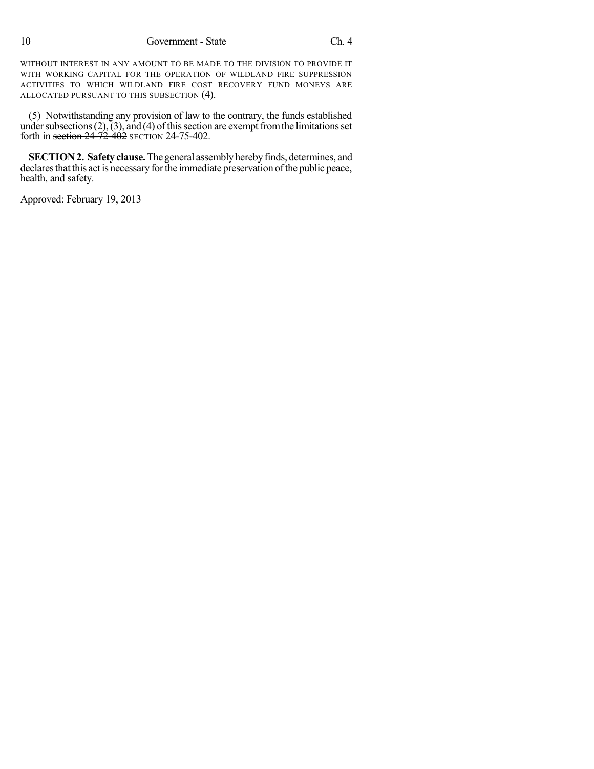WITHOUT INTEREST IN ANY AMOUNT TO BE MADE TO THE DIVISION TO PROVIDE IT WITH WORKING CAPITAL FOR THE OPERATION OF WILDLAND FIRE SUPPRESSION ACTIVITIES TO WHICH WILDLAND FIRE COST RECOVERY FUND MONEYS ARE ALLOCATED PURSUANT TO THIS SUBSECTION (4).

(5) Notwithstanding any provision of law to the contrary, the funds established under subsections (2), (3), and (4) of this section are exempt from the limitations set forth in ~~section 24-72-402~~ SECTION 24-75-402.

**SECTION 2. Safety clause.** The general assembly hereby finds, determines, and declares that this act is necessary for the immediate preservation of the public peace, health, and safety.

Approved: February 19, 2013